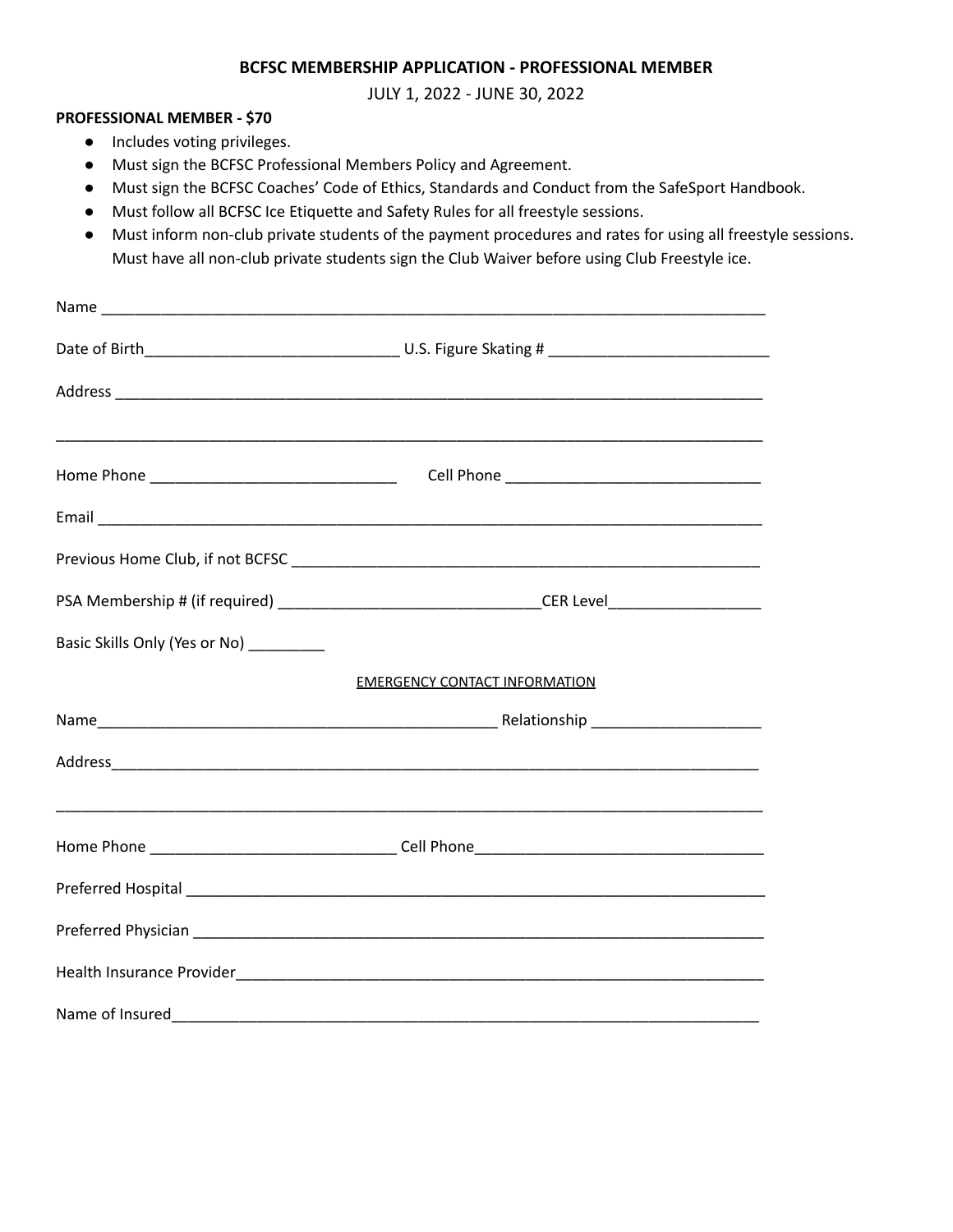# BCFSC MEMBERSHIP APPLICATION - PROFESSIONAL MEMBER

JULY 1, 2022 - JUNE 30, 2022

**PROFESSIONAL MEMBER - $70**

- Includes voting privileges.
- Must sign the BCFSC Professional Members Policy and Agreement.
- Must sign the BCFSC Coaches' Code of Ethics, Standards and Conduct from the SafeSport Handbook.
- Must follow all BCFSC Ice Etiquette and Safety Rules for all freestyle sessions.
- Must inform non-club private students of the payment procedures and rates for using all freestyle sessions. Must have all non-club private students sign the Club Waiver before using Club Freestyle ice.

Name ________________________________________________________________________________

Date of Birth______________________________ U.S. Figure Skating # __________________________

Address ______________________________________________________________________________

_____________________________________________________________________________________

Home Phone _____________________________ Cell Phone ______________________________

Email ________________________________________________________________________________

Previous Home Club, if not BCFSC __________________________________________________________

PSA Membership # (if required) _______________________________CER Level__________________

Basic Skills Only (Yes or No) _________

EMERGENCY CONTACT INFORMATION

Name________________________________________________ Relationship ____________________

Address______________________________________________________________________________

_____________________________________________________________________________________

Home Phone _____________________________ Cell Phone__________________________________

Preferred Hospital ______________________________________________________________________

Preferred Physician _____________________________________________________________________

Health Insurance Provider_________________________________________________________________

Name of Insured________________________________________________________________________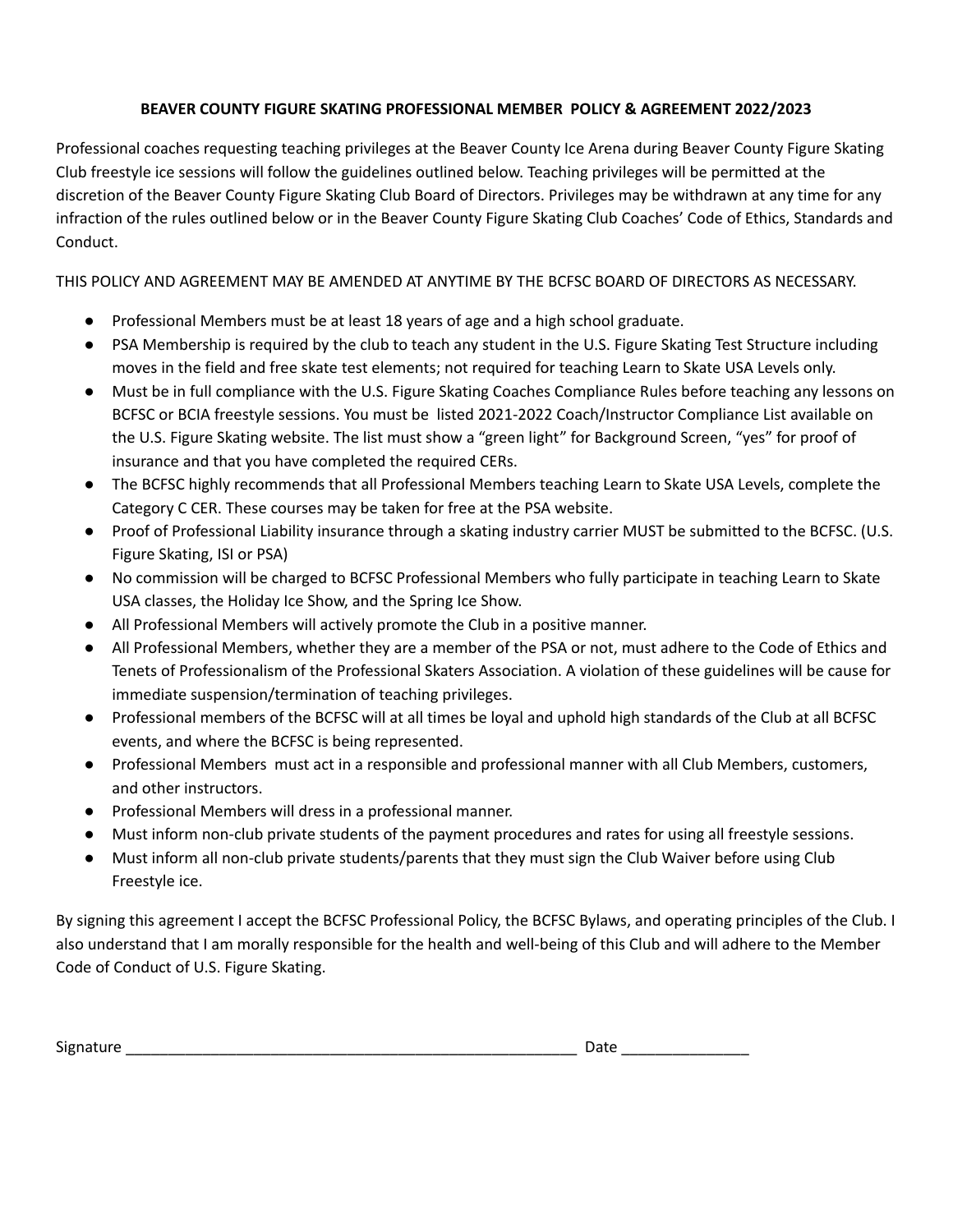**BEAVER COUNTY FIGURE SKATING PROFESSIONAL MEMBER POLICY & AGREEMENT 2022/2023**

Professional coaches requesting teaching privileges at the Beaver County Ice Arena during Beaver County Figure Skating Club freestyle ice sessions will follow the guidelines outlined below. Teaching privileges will be permitted at the discretion of the Beaver County Figure Skating Club Board of Directors. Privileges may be withdrawn at any time for any infraction of the rules outlined below or in the Beaver County Figure Skating Club Coaches' Code of Ethics, Standards and Conduct.

THIS POLICY AND AGREEMENT MAY BE AMENDED AT ANYTIME BY THE BCFSC BOARD OF DIRECTORS AS NECESSARY.

- Professional Members must be at least 18 years of age and a high school graduate.
- PSA Membership is required by the club to teach any student in the U.S. Figure Skating Test Structure including moves in the field and free skate test elements; not required for teaching Learn to Skate USA Levels only.
- Must be in full compliance with the U.S. Figure Skating Coaches Compliance Rules before teaching any lessons on BCFSC or BCIA freestyle sessions. You must be listed 2021-2022 Coach/Instructor Compliance List available on the U.S. Figure Skating website. The list must show a "green light" for Background Screen, "yes" for proof of insurance and that you have completed the required CERs.
- The BCFSC highly recommends that all Professional Members teaching Learn to Skate USA Levels, complete the Category C CER. These courses may be taken for free at the PSA website.
- Proof of Professional Liability insurance through a skating industry carrier MUST be submitted to the BCFSC. (U.S. Figure Skating, ISI or PSA)
- No commission will be charged to BCFSC Professional Members who fully participate in teaching Learn to Skate USA classes, the Holiday Ice Show, and the Spring Ice Show.
- All Professional Members will actively promote the Club in a positive manner.
- All Professional Members, whether they are a member of the PSA or not, must adhere to the Code of Ethics and Tenets of Professionalism of the Professional Skaters Association. A violation of these guidelines will be cause for immediate suspension/termination of teaching privileges.
- Professional members of the BCFSC will at all times be loyal and uphold high standards of the Club at all BCFSC events, and where the BCFSC is being represented.
- Professional Members must act in a responsible and professional manner with all Club Members, customers, and other instructors.
- Professional Members will dress in a professional manner.
- Must inform non-club private students of the payment procedures and rates for using all freestyle sessions.
- Must inform all non-club private students/parents that they must sign the Club Waiver before using Club Freestyle ice.

By signing this agreement I accept the BCFSC Professional Policy, the BCFSC Bylaws, and operating principles of the Club. I also understand that I am morally responsible for the health and well-being of this Club and will adhere to the Member Code of Conduct of U.S. Figure Skating.

Signature ______________________________________________________ Date _______________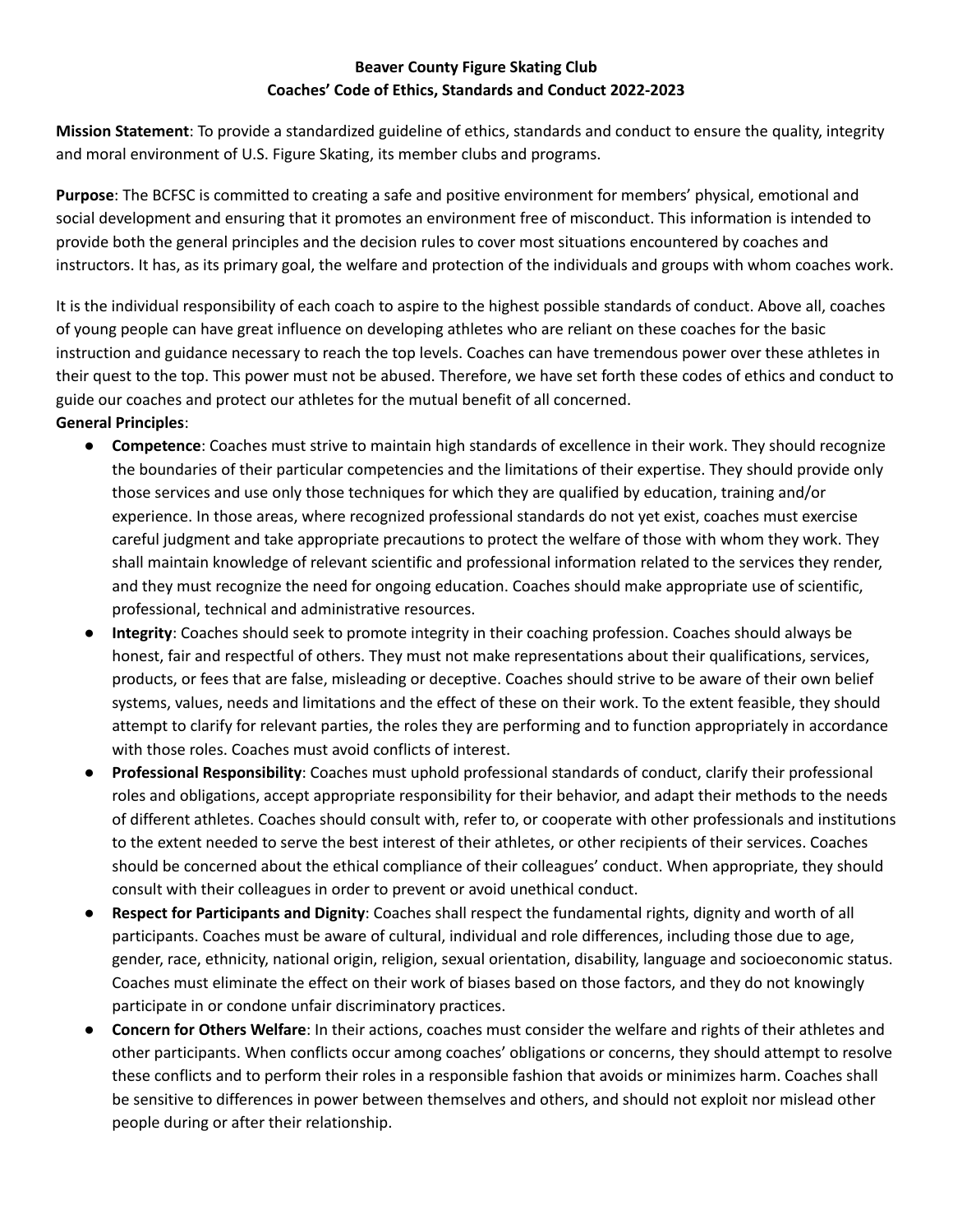**Beaver County Figure Skating Club**
**Coaches' Code of Ethics, Standards and Conduct 2022-2023**

**Mission Statement**: To provide a standardized guideline of ethics, standards and conduct to ensure the quality, integrity and moral environment of U.S. Figure Skating, its member clubs and programs.

**Purpose**: The BCFSC is committed to creating a safe and positive environment for members' physical, emotional and social development and ensuring that it promotes an environment free of misconduct. This information is intended to provide both the general principles and the decision rules to cover most situations encountered by coaches and instructors. It has, as its primary goal, the welfare and protection of the individuals and groups with whom coaches work.

It is the individual responsibility of each coach to aspire to the highest possible standards of conduct. Above all, coaches of young people can have great influence on developing athletes who are reliant on these coaches for the basic instruction and guidance necessary to reach the top levels. Coaches can have tremendous power over these athletes in their quest to the top. This power must not be abused. Therefore, we have set forth these codes of ethics and conduct to guide our coaches and protect our athletes for the mutual benefit of all concerned.

**General Principles**:

- **Competence**: Coaches must strive to maintain high standards of excellence in their work. They should recognize the boundaries of their particular competencies and the limitations of their expertise. They should provide only those services and use only those techniques for which they are qualified by education, training and/or experience. In those areas, where recognized professional standards do not yet exist, coaches must exercise careful judgment and take appropriate precautions to protect the welfare of those with whom they work. They shall maintain knowledge of relevant scientific and professional information related to the services they render, and they must recognize the need for ongoing education. Coaches should make appropriate use of scientific, professional, technical and administrative resources.
- **Integrity**: Coaches should seek to promote integrity in their coaching profession. Coaches should always be honest, fair and respectful of others. They must not make representations about their qualifications, services, products, or fees that are false, misleading or deceptive. Coaches should strive to be aware of their own belief systems, values, needs and limitations and the effect of these on their work. To the extent feasible, they should attempt to clarify for relevant parties, the roles they are performing and to function appropriately in accordance with those roles. Coaches must avoid conflicts of interest.
- **Professional Responsibility**: Coaches must uphold professional standards of conduct, clarify their professional roles and obligations, accept appropriate responsibility for their behavior, and adapt their methods to the needs of different athletes. Coaches should consult with, refer to, or cooperate with other professionals and institutions to the extent needed to serve the best interest of their athletes, or other recipients of their services. Coaches should be concerned about the ethical compliance of their colleagues' conduct. When appropriate, they should consult with their colleagues in order to prevent or avoid unethical conduct.
- **Respect for Participants and Dignity**: Coaches shall respect the fundamental rights, dignity and worth of all participants. Coaches must be aware of cultural, individual and role differences, including those due to age, gender, race, ethnicity, national origin, religion, sexual orientation, disability, language and socioeconomic status. Coaches must eliminate the effect on their work of biases based on those factors, and they do not knowingly participate in or condone unfair discriminatory practices.
- **Concern for Others Welfare**: In their actions, coaches must consider the welfare and rights of their athletes and other participants. When conflicts occur among coaches' obligations or concerns, they should attempt to resolve these conflicts and to perform their roles in a responsible fashion that avoids or minimizes harm. Coaches shall be sensitive to differences in power between themselves and others, and should not exploit nor mislead other people during or after their relationship.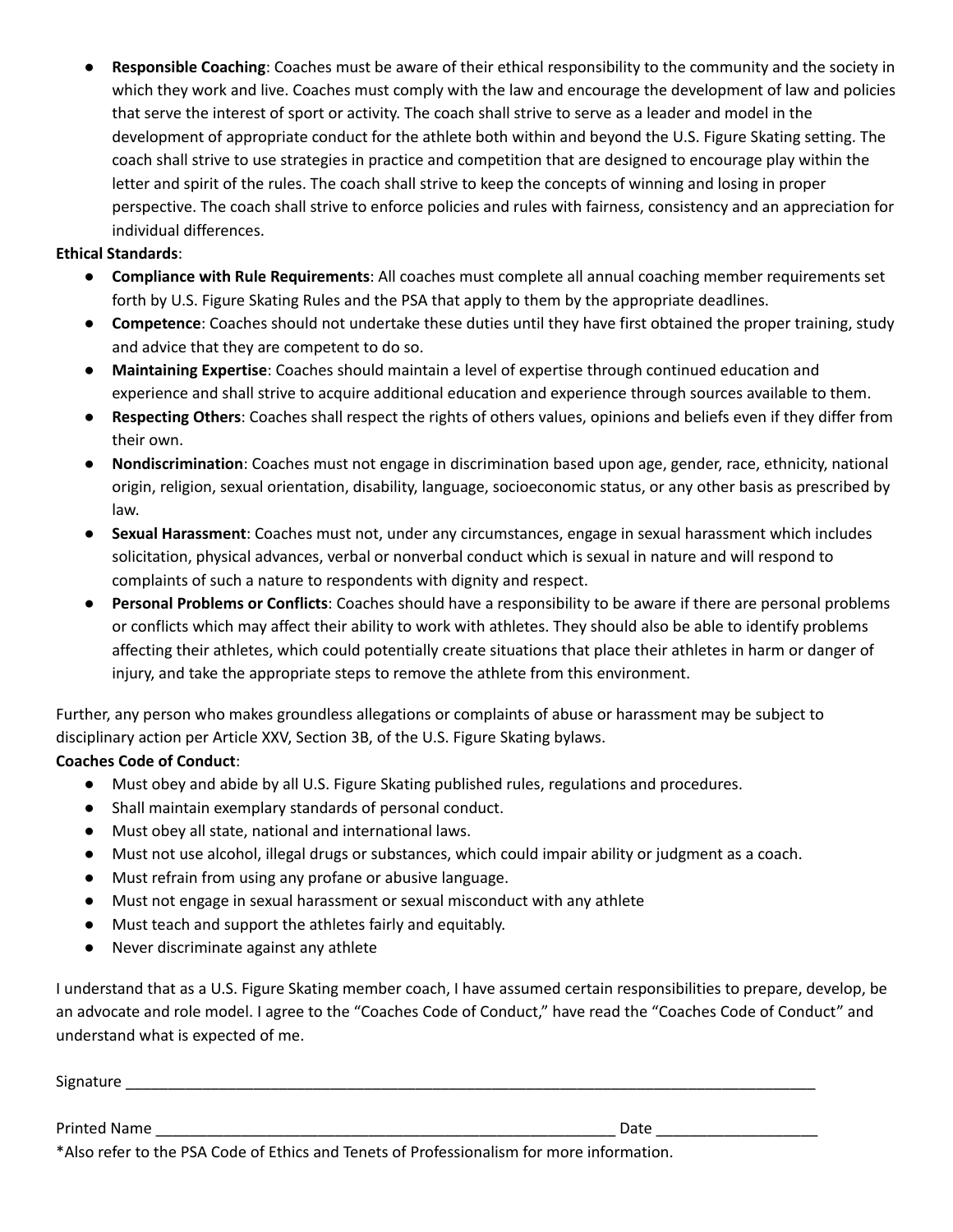- **Responsible Coaching**: Coaches must be aware of their ethical responsibility to the community and the society in which they work and live. Coaches must comply with the law and encourage the development of law and policies that serve the interest of sport or activity. The coach shall strive to serve as a leader and model in the development of appropriate conduct for the athlete both within and beyond the U.S. Figure Skating setting. The coach shall strive to use strategies in practice and competition that are designed to encourage play within the letter and spirit of the rules. The coach shall strive to keep the concepts of winning and losing in proper perspective. The coach shall strive to enforce policies and rules with fairness, consistency and an appreciation for individual differences.

**Ethical Standards**:

- **Compliance with Rule Requirements**: All coaches must complete all annual coaching member requirements set forth by U.S. Figure Skating Rules and the PSA that apply to them by the appropriate deadlines.
- **Competence**: Coaches should not undertake these duties until they have first obtained the proper training, study and advice that they are competent to do so.
- **Maintaining Expertise**: Coaches should maintain a level of expertise through continued education and experience and shall strive to acquire additional education and experience through sources available to them.
- **Respecting Others**: Coaches shall respect the rights of others values, opinions and beliefs even if they differ from their own.
- **Nondiscrimination**: Coaches must not engage in discrimination based upon age, gender, race, ethnicity, national origin, religion, sexual orientation, disability, language, socioeconomic status, or any other basis as prescribed by law.
- **Sexual Harassment**: Coaches must not, under any circumstances, engage in sexual harassment which includes solicitation, physical advances, verbal or nonverbal conduct which is sexual in nature and will respond to complaints of such a nature to respondents with dignity and respect.
- **Personal Problems or Conflicts**: Coaches should have a responsibility to be aware if there are personal problems or conflicts which may affect their ability to work with athletes. They should also be able to identify problems affecting their athletes, which could potentially create situations that place their athletes in harm or danger of injury, and take the appropriate steps to remove the athlete from this environment.

Further, any person who makes groundless allegations or complaints of abuse or harassment may be subject to disciplinary action per Article XXV, Section 3B, of the U.S. Figure Skating bylaws.

**Coaches Code of Conduct**:

- Must obey and abide by all U.S. Figure Skating published rules, regulations and procedures.
- Shall maintain exemplary standards of personal conduct.
- Must obey all state, national and international laws.
- Must not use alcohol, illegal drugs or substances, which could impair ability or judgment as a coach.
- Must refrain from using any profane or abusive language.
- Must not engage in sexual harassment or sexual misconduct with any athlete
- Must teach and support the athletes fairly and equitably.
- Never discriminate against any athlete

I understand that as a U.S. Figure Skating member coach, I have assumed certain responsibilities to prepare, develop, be an advocate and role model. I agree to the "Coaches Code of Conduct," have read the "Coaches Code of Conduct" and understand what is expected of me.

Signature ______________________________________________________________________________

Printed Name ____________________________________________________ Date __________________

*Also refer to the PSA Code of Ethics and Tenets of Professionalism for more information.